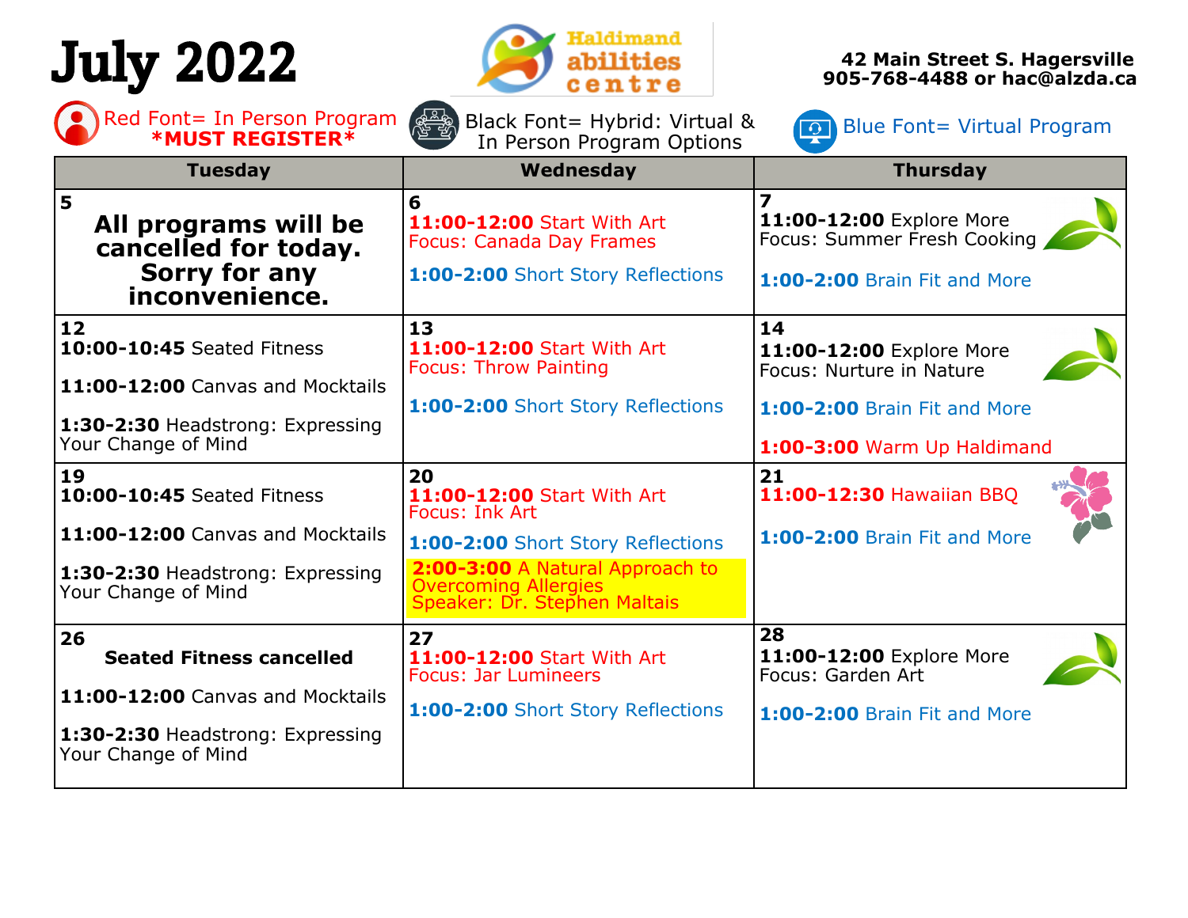# July 2022

**Haldimand abilities centre**

**42 Main Street S. Hagersville**
**905-768-4488 or hac@alzda.ca**

Red Font= In Person Program **\*MUST REGISTER\***

Black Font= Hybrid: Virtual & In Person Program Options

Blue Font= Virtual Program

| Tuesday | Wednesday | Thursday |
|---|---|---|
| **5** **All programs will be cancelled for today. Sorry for any inconvenience.** | **6** **11:00-12:00** Start With Art Focus: Canada Day Frames<br>**1:00-2:00** Short Story Reflections | **7** **11:00-12:00** Explore More Focus: Summer Fresh Cooking<br>**1:00-2:00** Brain Fit and More |
| **12** **10:00-10:45** Seated Fitness<br>**11:00-12:00** Canvas and Mocktails<br>**1:30-2:30** Headstrong: Expressing Your Change of Mind | **13** **11:00-12:00** Start With Art Focus: Throw Painting<br>**1:00-2:00** Short Story Reflections | **14** **11:00-12:00** Explore More Focus: Nurture in Nature<br>**1:00-2:00** Brain Fit and More<br>**1:00-3:00** Warm Up Haldimand |
| **19** **10:00-10:45** Seated Fitness<br>**11:00-12:00** Canvas and Mocktails<br>**1:30-2:30** Headstrong: Expressing Your Change of Mind | **20** **11:00-12:00** Start With Art Focus: Ink Art<br>**1:00-2:00** Short Story Reflections<br>**2:00-3:00** A Natural Approach to Overcoming Allergies Speaker: Dr. Stephen Maltais | **21** **11:00-12:30** Hawaiian BBQ<br>**1:00-2:00** Brain Fit and More |
| **26** **Seated Fitness cancelled**<br>**11:00-12:00** Canvas and Mocktails<br>**1:30-2:30** Headstrong: Expressing Your Change of Mind | **27** **11:00-12:00** Start With Art Focus: Jar Lumineers<br>**1:00-2:00** Short Story Reflections | **28** **11:00-12:00** Explore More Focus: Garden Art<br>**1:00-2:00** Brain Fit and More |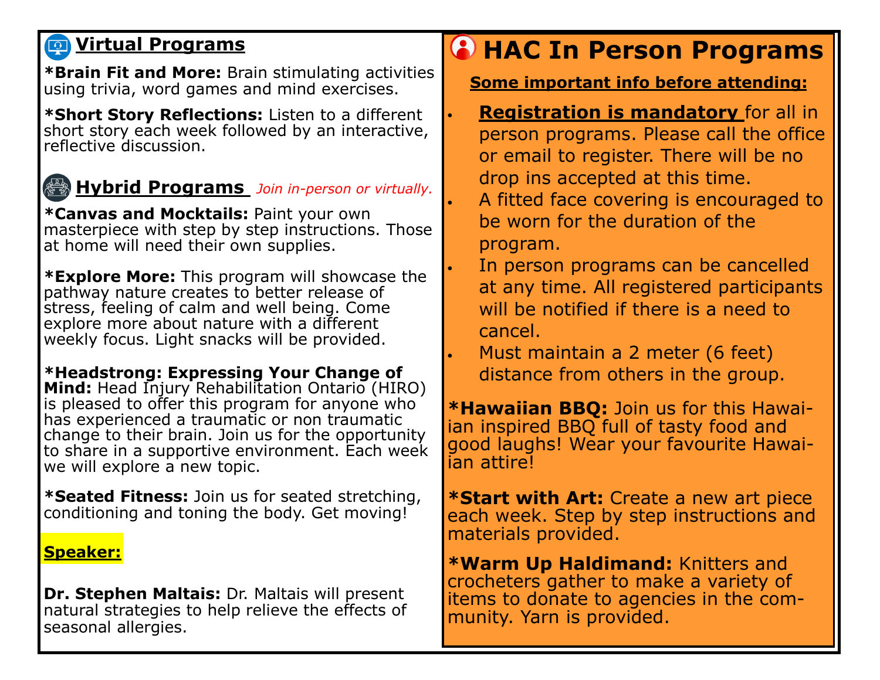## Virtual Programs

***Brain Fit and More:** Brain stimulating activities using trivia, word games and mind exercises.

***Short Story Reflections:** Listen to a different short story each week followed by an interactive, reflective discussion.

## Hybrid Programs *Join in-person or virtually.*

***Canvas and Mocktails:** Paint your own masterpiece with step by step instructions. Those at home will need their own supplies.

***Explore More:** This program will showcase the pathway nature creates to better release of stress, feeling of calm and well being. Come explore more about nature with a different weekly focus. Light snacks will be provided.

***Headstrong: Expressing Your Change of Mind:** Head Injury Rehabilitation Ontario (HIRO) is pleased to offer this program for anyone who has experienced a traumatic or non traumatic change to their brain. Join us for the opportunity to share in a supportive environment. Each week we will explore a new topic.

***Seated Fitness:** Join us for seated stretching, conditioning and toning the body. Get moving!

**Speaker:**

**Dr. Stephen Maltais:** Dr. Maltais will present natural strategies to help relieve the effects of seasonal allergies.

# HAC In Person Programs

**Some important info before attending:**

- **Registration is mandatory** for all in person programs. Please call the office or email to register. There will be no drop ins accepted at this time.
- A fitted face covering is encouraged to be worn for the duration of the program.
- In person programs can be cancelled at any time. All registered participants will be notified if there is a need to cancel.
- Must maintain a 2 meter (6 feet) distance from others in the group.

***Hawaiian BBQ:** Join us for this Hawaiian inspired BBQ full of tasty food and good laughs! Wear your favourite Hawaiian attire!

***Start with Art:** Create a new art piece each week. Step by step instructions and materials provided.

***Warm Up Haldimand:** Knitters and crocheters gather to make a variety of items to donate to agencies in the community. Yarn is provided.